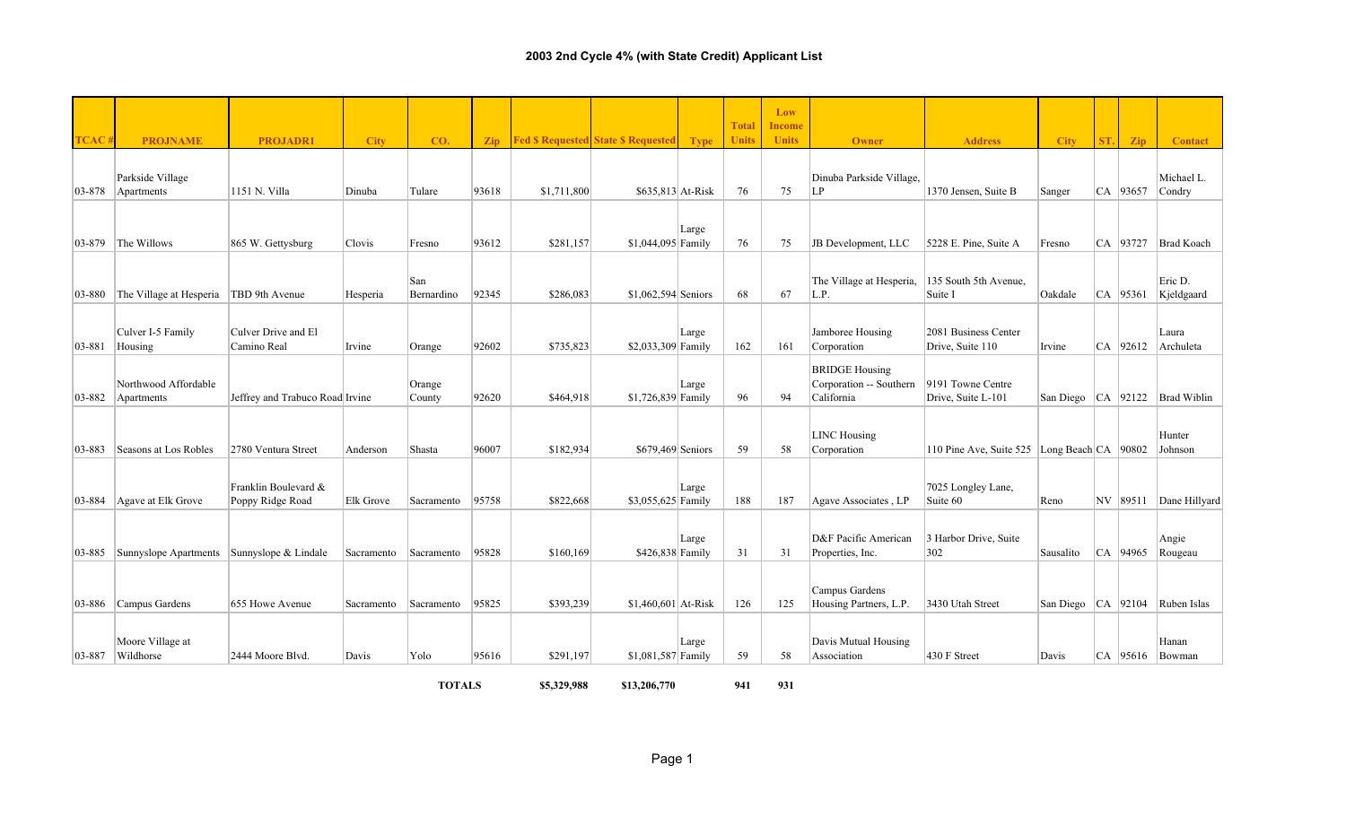# 2003 2nd Cycle 4% (with State Credit) Applicant List

| TCAC # | PROJNAME | PROJADR1 | City | CO. | Zip | Fed $ Requested | State $ Requested | Type | Total Units | Low Income Units | Owner | Address | City | ST. | Zip | Contact |
|---|---|---|---|---|---|---|---|---|---|---|---|---|---|---|---|---|
| 03-878 | Parkside Village Apartments | 1151 N. Villa | Dinuba | Tulare | 93618 | $1,711,800 | $635,813 | At-Risk | 76 | 75 | Dinuba Parkside Village, LP | 1370 Jensen, Suite B | Sanger | CA | 93657 | Michael L. Condry |
| 03-879 | The Willows | 865 W. Gettysburg | Clovis | Fresno | 93612 | $281,157 | $1,044,095 | Large Family | 76 | 75 | JB Development, LLC | 5228 E. Pine, Suite A | Fresno | CA | 93727 | Brad Koach |
| 03-880 | The Village at Hesperia | TBD 9th Avenue | Hesperia | San Bernardino | 92345 | $286,083 | $1,062,594 | Seniors | 68 | 67 | The Village at Hesperia, L.P. | 135 South 5th Avenue, Suite I | Oakdale | CA | 95361 | Eric D. Kjeldgaard |
| 03-881 | Culver I-5 Family Housing | Culver Drive and El Camino Real | Irvine | Orange | 92602 | $735,823 | $2,033,309 | Large Family | 162 | 161 | Jamboree Housing Corporation | 2081 Business Center Drive, Suite 110 | Irvine | CA | 92612 | Laura Archuleta |
| 03-882 | Northwood Affordable Apartments | Jeffrey and Trabuco Road | Irvine | Orange County | 92620 | $464,918 | $1,726,839 | Large Family | 96 | 94 | BRIDGE Housing Corporation -- Southern California | 9191 Towne Centre Drive, Suite L-101 | San Diego | CA | 92122 | Brad Wiblin |
| 03-883 | Seasons at Los Robles | 2780 Ventura Street | Anderson | Shasta | 96007 | $182,934 | $679,469 | Seniors | 59 | 58 | LINC Housing Corporation | 110 Pine Ave, Suite 525 | Long Beach | CA | 90802 | Hunter Johnson |
| 03-884 | Agave at Elk Grove | Franklin Boulevard & Poppy Ridge Road | Elk Grove | Sacramento | 95758 | $822,668 | $3,055,625 | Large Family | 188 | 187 | Agave Associates , LP | 7025 Longley Lane, Suite 60 | Reno | NV | 89511 | Dane Hillyard |
| 03-885 | Sunnyslope Apartments | Sunnyslope & Lindale | Sacramento | Sacramento | 95828 | $160,169 | $426,838 | Large Family | 31 | 31 | D&F Pacific American Properties, Inc. | 3 Harbor Drive, Suite 302 | Sausalito | CA | 94965 | Angie Rougeau |
| 03-886 | Campus Gardens | 655 Howe Avenue | Sacramento | Sacramento | 95825 | $393,239 | $1,460,601 | At-Risk | 126 | 125 | Campus Gardens Housing Partners, L.P. | 3430 Utah Street | San Diego | CA | 92104 | Ruben Islas |
| 03-887 | Moore Village at Wildhorse | 2444 Moore Blvd. | Davis | Yolo | 95616 | $291,197 | $1,081,587 | Large Family | 59 | 58 | Davis Mutual Housing Association | 430 F Street | Davis | CA | 95616 | Hanan Bowman |
| | | | | **TOTALS** | | **$5,329,988** | **$13,206,770** | | **941** | **931** | | | | | | |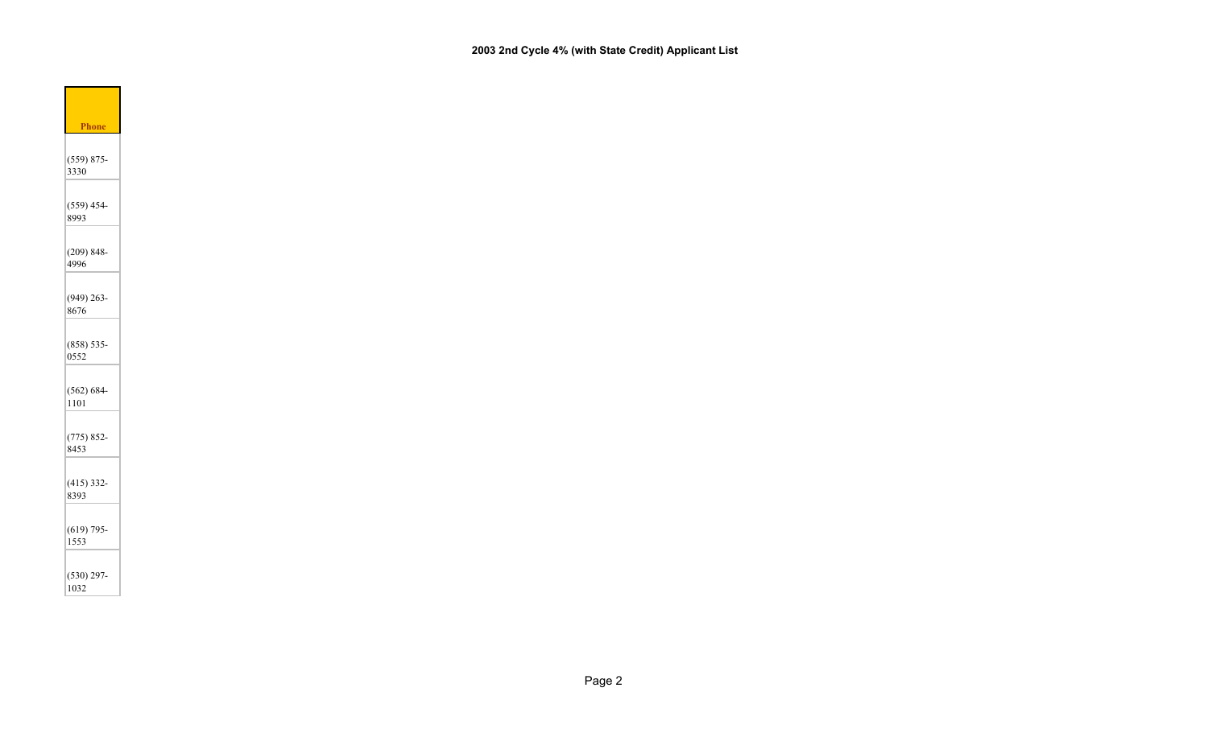# 2003 2nd Cycle 4% (with State Credit) Applicant List

| Phone |
| --- |
| (559) 875-3330 |
| (559) 454-8993 |
| (209) 848-4996 |
| (949) 263-8676 |
| (858) 535-0552 |
| (562) 684-1101 |
| (775) 852-8453 |
| (415) 332-8393 |
| (619) 795-1553 |
| (530) 297-1032 |